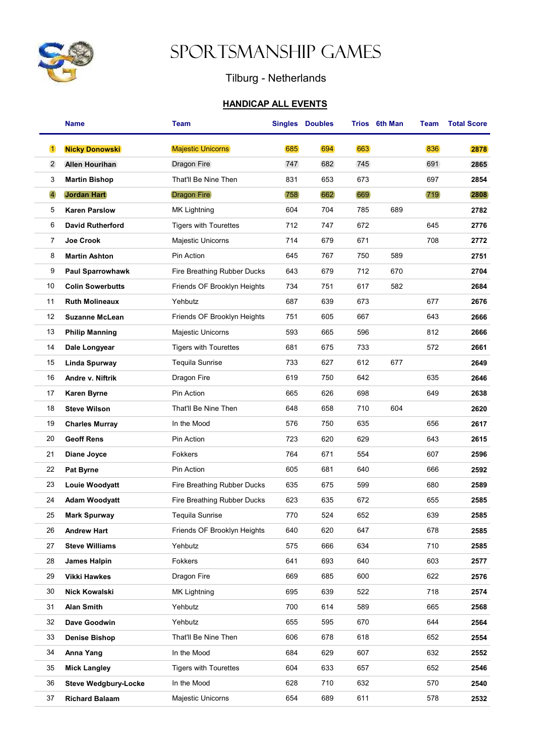# SPORTSMANSHIP GAMES

## Tilburg - Netherlands

### HANDICAP ALL EVENTS

| | Name | Team | Singles | Doubles | Trios | 6th Man | Team | Total Score |
|---|---|---|---|---|---|---|---|---|
| 1 | **Nicky Donowski** | Majestic Unicorns | 685 | 694 | 663 | | 836 | **2878** |
| 2 | **Allen Hourihan** | Dragon Fire | 747 | 682 | 745 | | 691 | **2865** |
| 3 | **Martin Bishop** | That'll Be Nine Then | 831 | 653 | 673 | | 697 | **2854** |
| 4 | **Jordan Hart** | Dragon Fire | 758 | 662 | 669 | | 719 | **2808** |
| 5 | **Karen Parslow** | MK Lightning | 604 | 704 | 785 | 689 | | **2782** |
| 6 | **David Rutherford** | Tigers with Tourettes | 712 | 747 | 672 | | 645 | **2776** |
| 7 | **Joe Crook** | Majestic Unicorns | 714 | 679 | 671 | | 708 | **2772** |
| 8 | **Martin Ashton** | Pin Action | 645 | 767 | 750 | 589 | | **2751** |
| 9 | **Paul Sparrowhawk** | Fire Breathing Rubber Ducks | 643 | 679 | 712 | 670 | | **2704** |
| 10 | **Colin Sowerbutts** | Friends OF Brooklyn Heights | 734 | 751 | 617 | 582 | | **2684** |
| 11 | **Ruth Molineaux** | Yehbutz | 687 | 639 | 673 | | 677 | **2676** |
| 12 | **Suzanne McLean** | Friends OF Brooklyn Heights | 751 | 605 | 667 | | 643 | **2666** |
| 13 | **Philip Manning** | Majestic Unicorns | 593 | 665 | 596 | | 812 | **2666** |
| 14 | **Dale Longyear** | Tigers with Tourettes | 681 | 675 | 733 | | 572 | **2661** |
| 15 | **Linda Spurway** | Tequila Sunrise | 733 | 627 | 612 | 677 | | **2649** |
| 16 | **Andre v. Niftrik** | Dragon Fire | 619 | 750 | 642 | | 635 | **2646** |
| 17 | **Karen Byrne** | Pin Action | 665 | 626 | 698 | | 649 | **2638** |
| 18 | **Steve Wilson** | That'll Be Nine Then | 648 | 658 | 710 | 604 | | **2620** |
| 19 | **Charles Murray** | In the Mood | 576 | 750 | 635 | | 656 | **2617** |
| 20 | **Geoff Rens** | Pin Action | 723 | 620 | 629 | | 643 | **2615** |
| 21 | **Diane Joyce** | Fokkers | 764 | 671 | 554 | | 607 | **2596** |
| 22 | **Pat Byrne** | Pin Action | 605 | 681 | 640 | | 666 | **2592** |
| 23 | **Louie Woodyatt** | Fire Breathing Rubber Ducks | 635 | 675 | 599 | | 680 | **2589** |
| 24 | **Adam Woodyatt** | Fire Breathing Rubber Ducks | 623 | 635 | 672 | | 655 | **2585** |
| 25 | **Mark Spurway** | Tequila Sunrise | 770 | 524 | 652 | | 639 | **2585** |
| 26 | **Andrew Hart** | Friends OF Brooklyn Heights | 640 | 620 | 647 | | 678 | **2585** |
| 27 | **Steve Williams** | Yehbutz | 575 | 666 | 634 | | 710 | **2585** |
| 28 | **James Halpin** | Fokkers | 641 | 693 | 640 | | 603 | **2577** |
| 29 | **Vikki Hawkes** | Dragon Fire | 669 | 685 | 600 | | 622 | **2576** |
| 30 | **Nick Kowalski** | MK Lightning | 695 | 639 | 522 | | 718 | **2574** |
| 31 | **Alan Smith** | Yehbutz | 700 | 614 | 589 | | 665 | **2568** |
| 32 | **Dave Goodwin** | Yehbutz | 655 | 595 | 670 | | 644 | **2564** |
| 33 | **Denise Bishop** | That'll Be Nine Then | 606 | 678 | 618 | | 652 | **2554** |
| 34 | **Anna Yang** | In the Mood | 684 | 629 | 607 | | 632 | **2552** |
| 35 | **Mick Langley** | Tigers with Tourettes | 604 | 633 | 657 | | 652 | **2546** |
| 36 | **Steve Wedgbury-Locke** | In the Mood | 628 | 710 | 632 | | 570 | **2540** |
| 37 | **Richard Balaam** | Majestic Unicorns | 654 | 689 | 611 | | 578 | **2532** |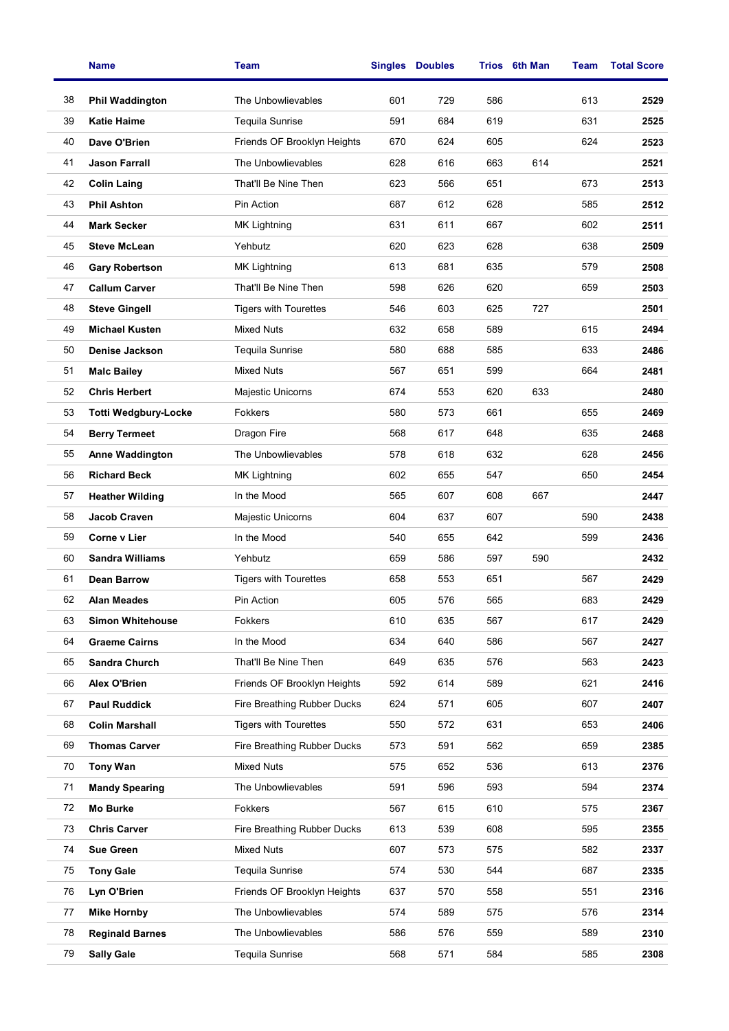| | Name | Team | Singles | Doubles | Trios | 6th Man | Team | Total Score |
|---|---|---|---|---|---|---|---|---|
| 38 | **Phil Waddington** | The Unbowlievables | 601 | 729 | 586 | | 613 | **2529** |
| 39 | **Katie Haime** | Tequila Sunrise | 591 | 684 | 619 | | 631 | **2525** |
| 40 | **Dave O'Brien** | Friends OF Brooklyn Heights | 670 | 624 | 605 | | 624 | **2523** |
| 41 | **Jason Farrall** | The Unbowlievables | 628 | 616 | 663 | 614 | | **2521** |
| 42 | **Colin Laing** | That'll Be Nine Then | 623 | 566 | 651 | | 673 | **2513** |
| 43 | **Phil Ashton** | Pin Action | 687 | 612 | 628 | | 585 | **2512** |
| 44 | **Mark Secker** | MK Lightning | 631 | 611 | 667 | | 602 | **2511** |
| 45 | **Steve McLean** | Yehbutz | 620 | 623 | 628 | | 638 | **2509** |
| 46 | **Gary Robertson** | MK Lightning | 613 | 681 | 635 | | 579 | **2508** |
| 47 | **Callum Carver** | That'll Be Nine Then | 598 | 626 | 620 | | 659 | **2503** |
| 48 | **Steve Gingell** | Tigers with Tourettes | 546 | 603 | 625 | 727 | | **2501** |
| 49 | **Michael Kusten** | Mixed Nuts | 632 | 658 | 589 | | 615 | **2494** |
| 50 | **Denise Jackson** | Tequila Sunrise | 580 | 688 | 585 | | 633 | **2486** |
| 51 | **Malc Bailey** | Mixed Nuts | 567 | 651 | 599 | | 664 | **2481** |
| 52 | **Chris Herbert** | Majestic Unicorns | 674 | 553 | 620 | 633 | | **2480** |
| 53 | **Totti Wedgbury-Locke** | Fokkers | 580 | 573 | 661 | | 655 | **2469** |
| 54 | **Berry Termeet** | Dragon Fire | 568 | 617 | 648 | | 635 | **2468** |
| 55 | **Anne Waddington** | The Unbowlievables | 578 | 618 | 632 | | 628 | **2456** |
| 56 | **Richard Beck** | MK Lightning | 602 | 655 | 547 | | 650 | **2454** |
| 57 | **Heather Wilding** | In the Mood | 565 | 607 | 608 | 667 | | **2447** |
| 58 | **Jacob Craven** | Majestic Unicorns | 604 | 637 | 607 | | 590 | **2438** |
| 59 | **Corne v Lier** | In the Mood | 540 | 655 | 642 | | 599 | **2436** |
| 60 | **Sandra Williams** | Yehbutz | 659 | 586 | 597 | 590 | | **2432** |
| 61 | **Dean Barrow** | Tigers with Tourettes | 658 | 553 | 651 | | 567 | **2429** |
| 62 | **Alan Meades** | Pin Action | 605 | 576 | 565 | | 683 | **2429** |
| 63 | **Simon Whitehouse** | Fokkers | 610 | 635 | 567 | | 617 | **2429** |
| 64 | **Graeme Cairns** | In the Mood | 634 | 640 | 586 | | 567 | **2427** |
| 65 | **Sandra Church** | That'll Be Nine Then | 649 | 635 | 576 | | 563 | **2423** |
| 66 | **Alex O'Brien** | Friends OF Brooklyn Heights | 592 | 614 | 589 | | 621 | **2416** |
| 67 | **Paul Ruddick** | Fire Breathing Rubber Ducks | 624 | 571 | 605 | | 607 | **2407** |
| 68 | **Colin Marshall** | Tigers with Tourettes | 550 | 572 | 631 | | 653 | **2406** |
| 69 | **Thomas Carver** | Fire Breathing Rubber Ducks | 573 | 591 | 562 | | 659 | **2385** |
| 70 | **Tony Wan** | Mixed Nuts | 575 | 652 | 536 | | 613 | **2376** |
| 71 | **Mandy Spearing** | The Unbowlievables | 591 | 596 | 593 | | 594 | **2374** |
| 72 | **Mo Burke** | Fokkers | 567 | 615 | 610 | | 575 | **2367** |
| 73 | **Chris Carver** | Fire Breathing Rubber Ducks | 613 | 539 | 608 | | 595 | **2355** |
| 74 | **Sue Green** | Mixed Nuts | 607 | 573 | 575 | | 582 | **2337** |
| 75 | **Tony Gale** | Tequila Sunrise | 574 | 530 | 544 | | 687 | **2335** |
| 76 | **Lyn O'Brien** | Friends OF Brooklyn Heights | 637 | 570 | 558 | | 551 | **2316** |
| 77 | **Mike Hornby** | The Unbowlievables | 574 | 589 | 575 | | 576 | **2314** |
| 78 | **Reginald Barnes** | The Unbowlievables | 586 | 576 | 559 | | 589 | **2310** |
| 79 | **Sally Gale** | Tequila Sunrise | 568 | 571 | 584 | | 585 | **2308** |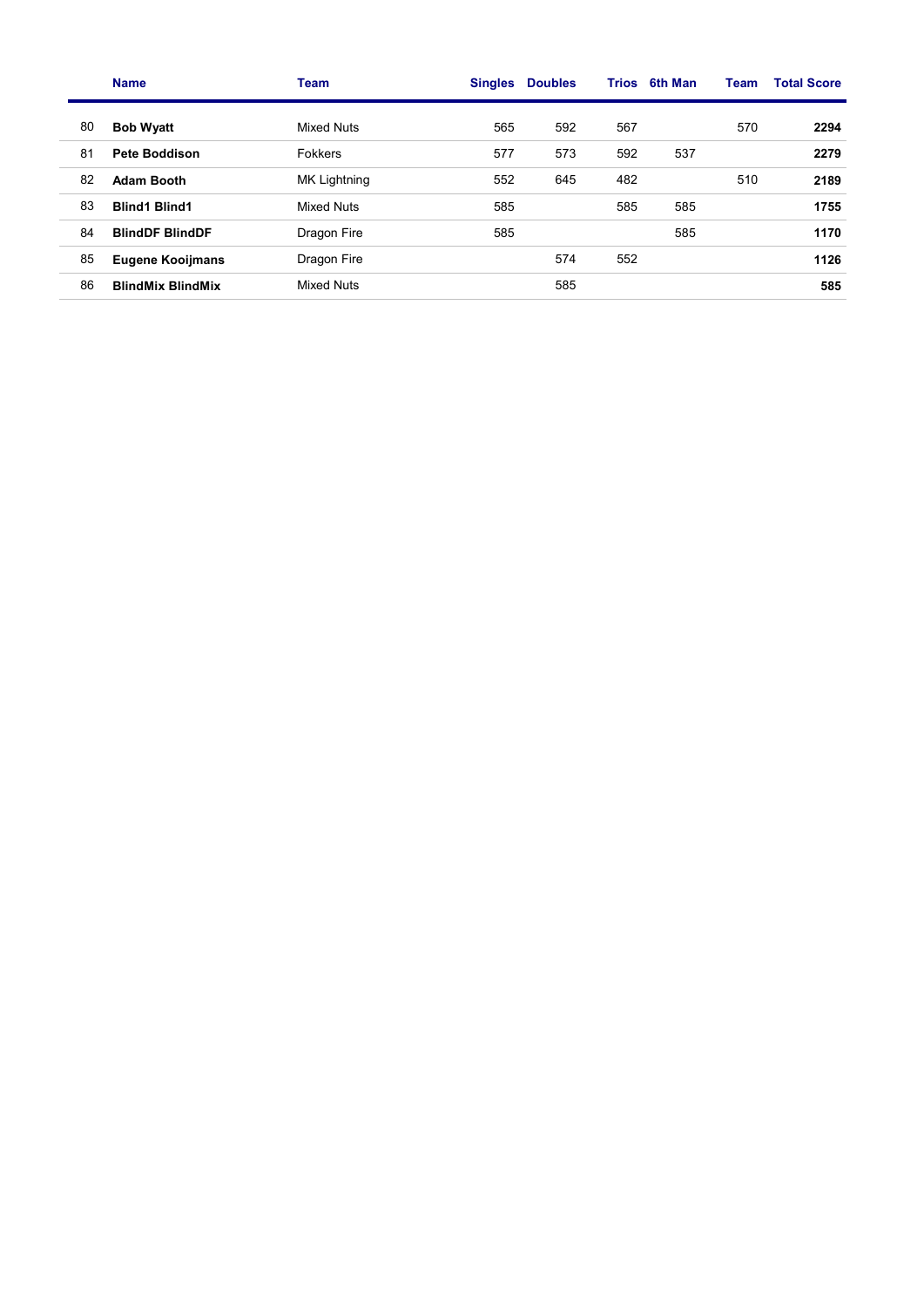| | Name | Team | Singles | Doubles | Trios | 6th Man | Team | Total Score |
|---|---|---|---|---|---|---|---|---|
| 80 | **Bob Wyatt** | Mixed Nuts | 565 | 592 | 567 | | 570 | **2294** |
| 81 | **Pete Boddison** | Fokkers | 577 | 573 | 592 | 537 | | **2279** |
| 82 | **Adam Booth** | MK Lightning | 552 | 645 | 482 | | 510 | **2189** |
| 83 | **Blind1 Blind1** | Mixed Nuts | 585 | | 585 | 585 | | **1755** |
| 84 | **BlindDF BlindDF** | Dragon Fire | 585 | | | 585 | | **1170** |
| 85 | **Eugene Kooijmans** | Dragon Fire | | 574 | 552 | | | **1126** |
| 86 | **BlindMix BlindMix** | Mixed Nuts | | 585 | | | | **585** |